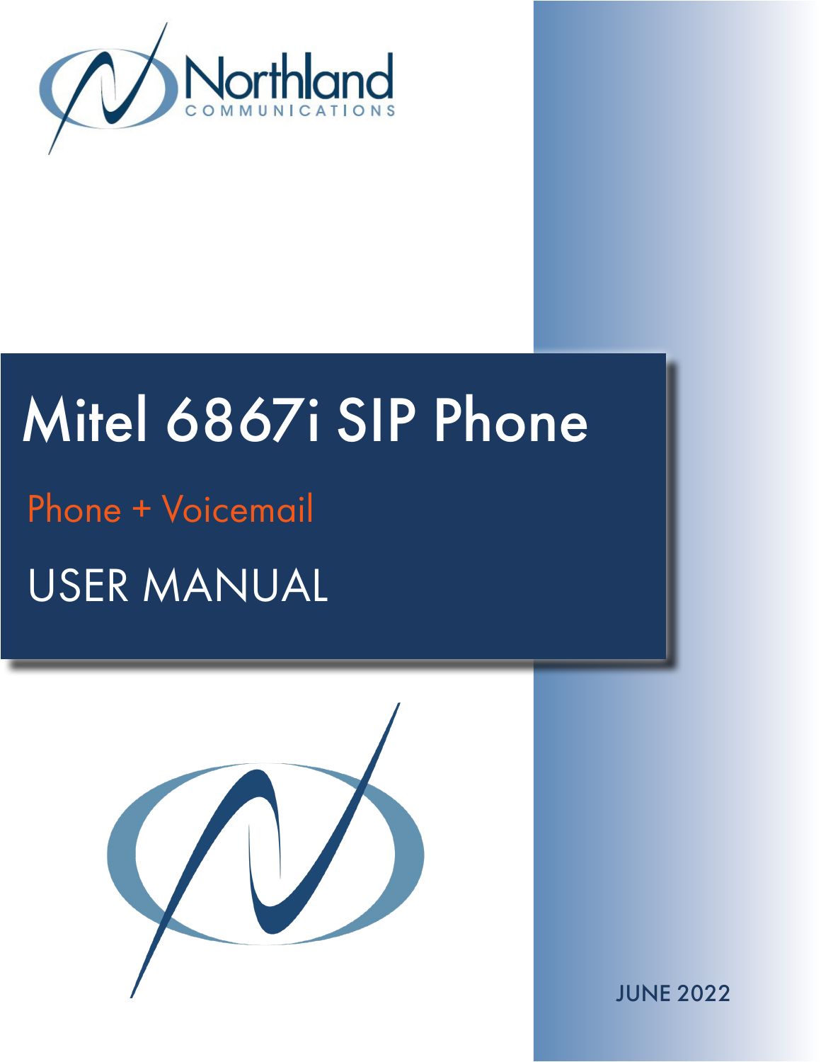Northland
COMMUNICATIONS

# Mitel 6867i SIP Phone

## Phone + Voicemail

## USER MANUAL

JUNE 2022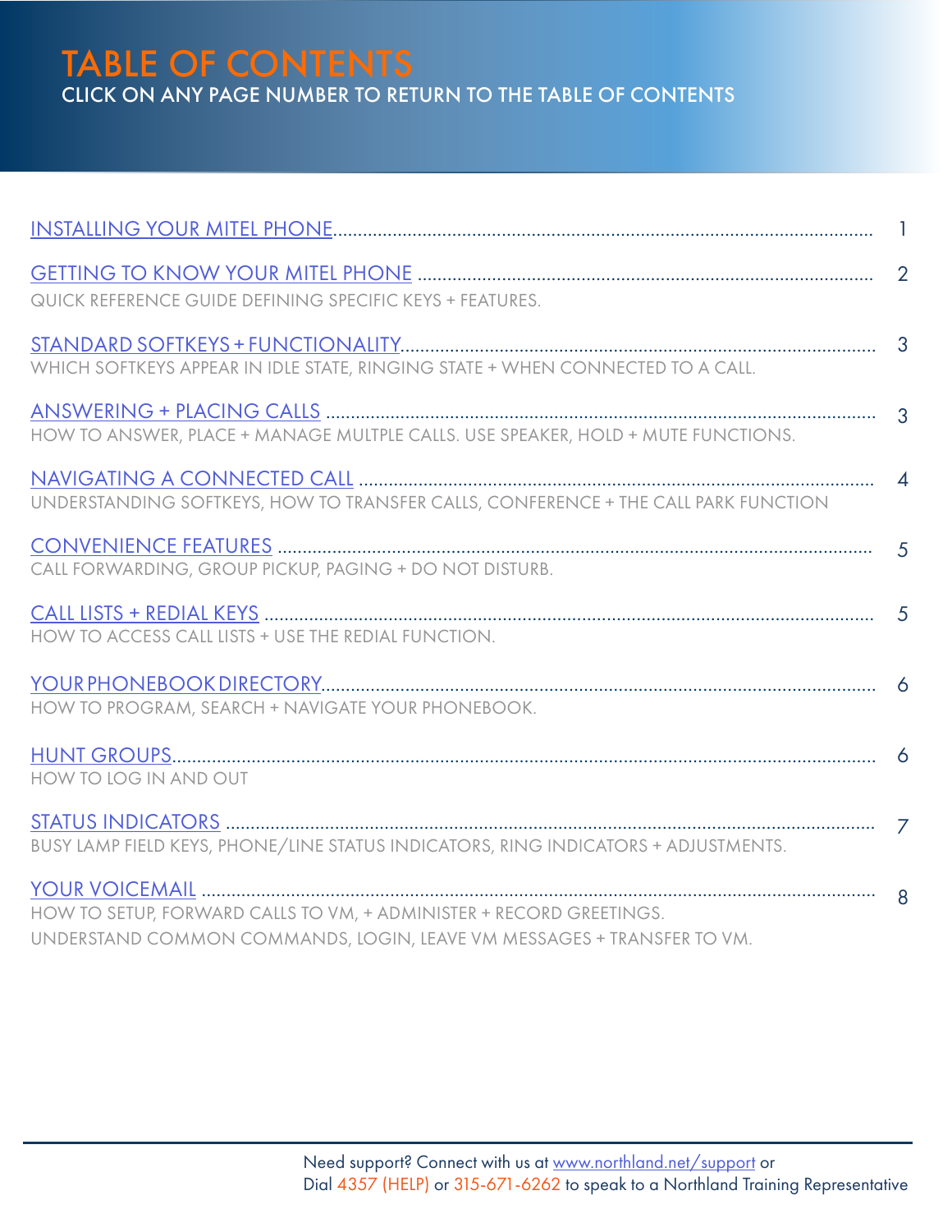# TABLE OF CONTENTS

CLICK ON ANY PAGE NUMBER TO RETURN TO THE TABLE OF CONTENTS

| | |
|---|---|
| INSTALLING YOUR MITEL PHONE | 1 |
| GETTING TO KNOW YOUR MITEL PHONE<br>QUICK REFERENCE GUIDE DEFINING SPECIFIC KEYS + FEATURES. | 2 |
| STANDARD SOFTKEYS + FUNCTIONALITY<br>WHICH SOFTKEYS APPEAR IN IDLE STATE, RINGING STATE + WHEN CONNECTED TO A CALL. | 3 |
| ANSWERING + PLACING CALLS<br>HOW TO ANSWER, PLACE + MANAGE MULTPLE CALLS. USE SPEAKER, HOLD + MUTE FUNCTIONS. | 3 |
| NAVIGATING A CONNECTED CALL<br>UNDERSTANDING SOFTKEYS, HOW TO TRANSFER CALLS, CONFERENCE + THE CALL PARK FUNCTION | 4 |
| CONVENIENCE FEATURES<br>CALL FORWARDING, GROUP PICKUP, PAGING + DO NOT DISTURB. | 5 |
| CALL LISTS + REDIAL KEYS<br>HOW TO ACCESS CALL LISTS + USE THE REDIAL FUNCTION. | 5 |
| YOUR PHONEBOOK DIRECTORY<br>HOW TO PROGRAM, SEARCH + NAVIGATE YOUR PHONEBOOK. | 6 |
| HUNT GROUPS<br>HOW TO LOG IN AND OUT | 6 |
| STATUS INDICATORS<br>BUSY LAMP FIELD KEYS, PHONE/LINE STATUS INDICATORS, RING INDICATORS + ADJUSTMENTS. | 7 |
| YOUR VOICEMAIL<br>HOW TO SETUP, FORWARD CALLS TO VM, + ADMINISTER + RECORD GREETINGS.<br>UNDERSTAND COMMON COMMANDS, LOGIN, LEAVE VM MESSAGES + TRANSFER TO VM. | 8 |

Need support? Connect with us at www.northland.net/support or
Dial 4357 (HELP) or 315-671-6262 to speak to a Northland Training Representative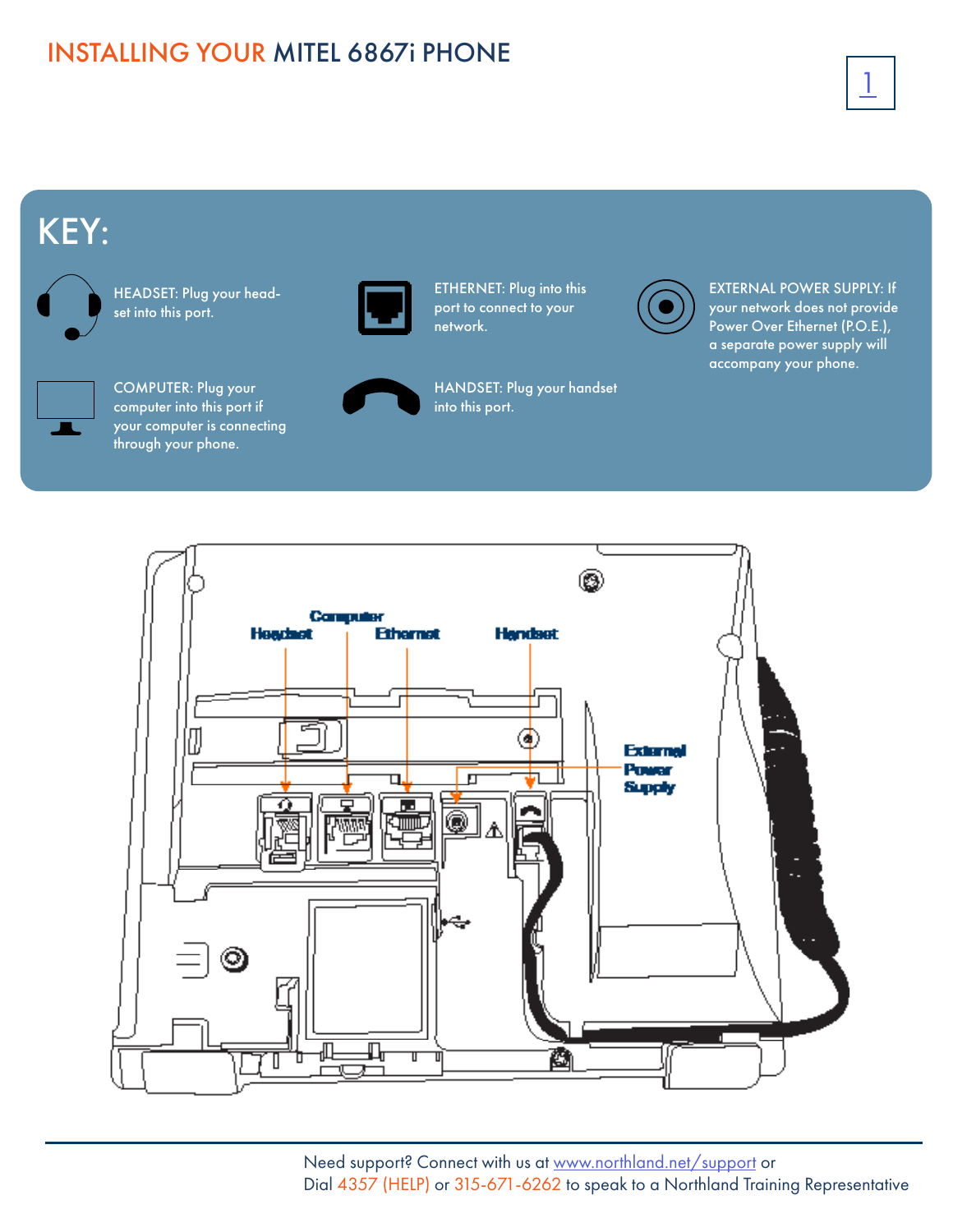# INSTALLING YOUR MITEL 6867i PHONE

## KEY:

HEADSET: Plug your head-set into this port.

COMPUTER: Plug your computer into this port if your computer is connecting through your phone.

ETHERNET: Plug into this port to connect to your network.

HANDSET: Plug your handset into this port.

EXTERNAL POWER SUPPLY: If your network does not provide Power Over Ethernet (P.O.E.), a separate power supply will accompany your phone.

Headset

Computer

Ethernet

Handset

External Power Supply

Need support? Connect with us at www.northland.net/support or
Dial 4357 (HELP) or 315-671-6262 to speak to a Northland Training Representative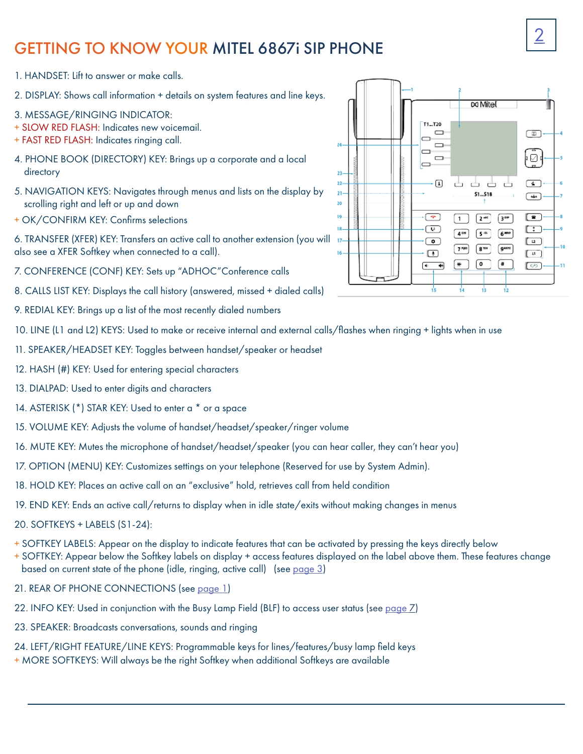# GETTING TO KNOW YOUR MITEL 6867i SIP PHONE

1. HANDSET: Lift to answer or make calls.

2. DISPLAY: Shows call information + details on system features and line keys.

3. MESSAGE/RINGING INDICATOR:
   + SLOW RED FLASH: Indicates new voicemail.
   + FAST RED FLASH: Indicates ringing call.

4. PHONE BOOK (DIRECTORY) KEY: Brings up a corporate and a local directory

5. NAVIGATION KEYS: Navigates through menus and lists on the display by scrolling right and left or up and down
   + OK/CONFIRM KEY: Confirms selections

6. TRANSFER (XFER) KEY: Transfers an active call to another extension (you will also see a XFER Softkey when connected to a call).

7. CONFERENCE (CONF) KEY: Sets up "ADHOC"Conference calls

8. CALLS LIST KEY: Displays the call history (answered, missed + dialed calls)

9. REDIAL KEY: Brings up a list of the most recently dialed numbers

10. LINE (L1 and L2) KEYS: Used to make or receive internal and external calls/flashes when ringing + lights when in use

11. SPEAKER/HEADSET KEY: Toggles between handset/speaker or headset

12. HASH (#) KEY: Used for entering special characters

13. DIALPAD: Used to enter digits and characters

14. ASTERISK (*) STAR KEY: Used to enter a * or a space

15. VOLUME KEY: Adjusts the volume of handset/headset/speaker/ringer volume

16. MUTE KEY: Mutes the microphone of handset/headset/speaker (you can hear caller, they can't hear you)

17. OPTION (MENU) KEY: Customizes settings on your telephone (Reserved for use by System Admin).

18. HOLD KEY: Places an active call on an "exclusive" hold, retrieves call from held condition

19. END KEY: Ends an active call/returns to display when in idle state/exits without making changes in menus

20. SOFTKEYS + LABELS (S1-24):
   + SOFTKEY LABELS: Appear on the display to indicate features that can be activated by pressing the keys directly below
   + SOFTKEY: Appear below the Softkey labels on display + access features displayed on the label above them. These features change based on current state of the phone (idle, ringing, active call) (see page 3)

21. REAR OF PHONE CONNECTIONS (see page 1)

22. INFO KEY: Used in conjunction with the Busy Lamp Field (BLF) to access user status (see page 7)

23. SPEAKER: Broadcasts conversations, sounds and ringing

24. LEFT/RIGHT FEATURE/LINE KEYS: Programmable keys for lines/features/busy lamp field keys
   + MORE SOFTKEYS: Will always be the right Softkey when additional Softkeys are available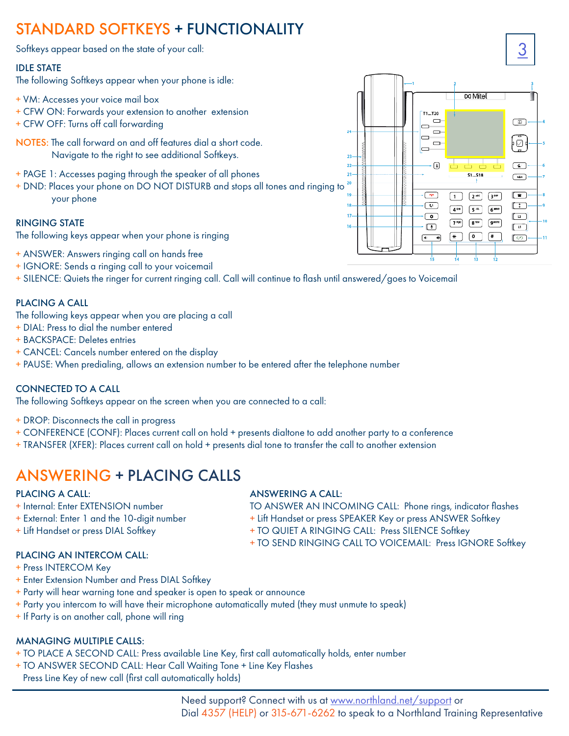# STANDARD SOFTKEYS + FUNCTIONALITY

Softkeys appear based on the state of your call:

### IDLE STATE

The following Softkeys appear when your phone is idle:

+ VM: Accesses your voice mail box
+ CFW ON: Forwards your extension to another extension
+ CFW OFF: Turns off call forwarding

NOTES: The call forward on and off features dial a short code.
Navigate to the right to see additional Softkeys.

+ PAGE 1: Accesses paging through the speaker of all phones
+ DND: Places your phone on DO NOT DISTURB and stops all tones and ringing to your phone

### RINGING STATE

The following keys appear when your phone is ringing

+ ANSWER: Answers ringing call on hands free
+ IGNORE: Sends a ringing call to your voicemail
+ SILENCE: Quiets the ringer for current ringing call. Call will continue to flash until answered/goes to Voicemail

### PLACING A CALL

The following keys appear when you are placing a call

+ DIAL: Press to dial the number entered
+ BACKSPACE: Deletes entries
+ CANCEL: Cancels number entered on the display
+ PAUSE: When predialing, allows an extension number to be entered after the telephone number

### CONNECTED TO A CALL

The following Softkeys appear on the screen when you are connected to a call:

+ DROP: Disconnects the call in progress
+ CONFERENCE (CONF): Places current call on hold + presents dialtone to add another party to a conference
+ TRANSFER (XFER): Places current call on hold + presents dial tone to transfer the call to another extension

# ANSWERING + PLACING CALLS

### PLACING A CALL:

+ Internal: Enter EXTENSION number
+ External: Enter 1 and the 10-digit number
+ Lift Handset or press DIAL Softkey

### ANSWERING A CALL:

TO ANSWER AN INCOMING CALL: Phone rings, indicator flashes

+ Lift Handset or press SPEAKER Key or press ANSWER Softkey
+ TO QUIET A RINGING CALL: Press SILENCE Softkey
+ TO SEND RINGING CALL TO VOICEMAIL: Press IGNORE Softkey

### PLACING AN INTERCOM CALL:

+ Press INTERCOM Key
+ Enter Extension Number and Press DIAL Softkey
+ Party will hear warning tone and speaker is open to speak or announce
+ Party you intercom to will have their microphone automatically muted (they must unmute to speak)
+ If Party is on another call, phone will ring

### MANAGING MULTIPLE CALLS:

+ TO PLACE A SECOND CALL: Press available Line Key, first call automatically holds, enter number
+ TO ANSWER SECOND CALL: Hear Call Waiting Tone + Line Key Flashes
  Press Line Key of new call (first call automatically holds)

Need support? Connect with us at www.northland.net/support or
Dial 4357 (HELP) or 315-671-6262 to speak to a Northland Training Representative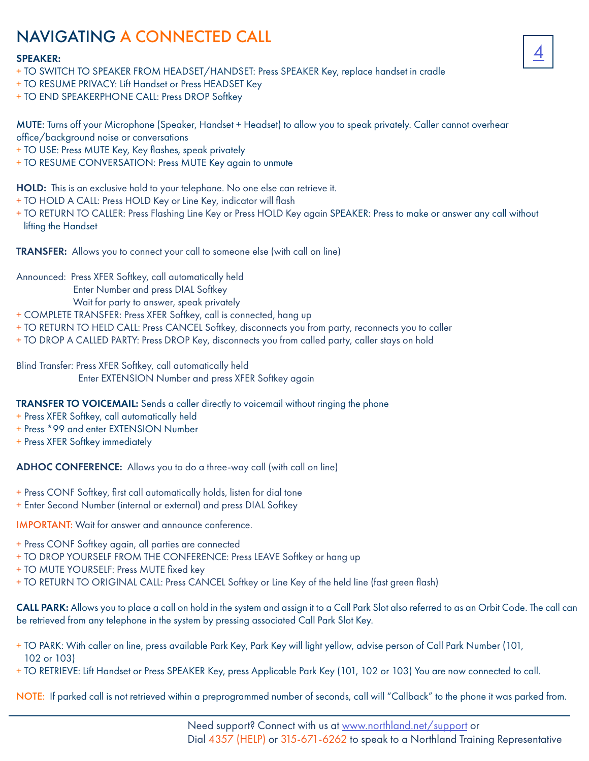# NAVIGATING A CONNECTED CALL

**SPEAKER:**

+ TO SWITCH TO SPEAKER FROM HEADSET/HANDSET: Press SPEAKER Key, replace handset in cradle
+ TO RESUME PRIVACY: Lift Handset or Press HEADSET Key
+ TO END SPEAKERPHONE CALL: Press DROP Softkey

**MUTE**: Turns off your Microphone (Speaker, Handset + Headset) to allow you to speak privately. Caller cannot overhear office/background noise or conversations

+ TO USE: Press MUTE Key, Key flashes, speak privately
+ TO RESUME CONVERSATION: Press MUTE Key again to unmute

**HOLD:** This is an exclusive hold to your telephone. No one else can retrieve it.

+ TO HOLD A CALL: Press HOLD Key or Line Key, indicator will flash
+ TO RETURN TO CALLER: Press Flashing Line Key or Press HOLD Key again SPEAKER: Press to make or answer any call without lifting the Handset

**TRANSFER:** Allows you to connect your call to someone else (with call on line)

Announced: Press XFER Softkey, call automatically held
Enter Number and press DIAL Softkey
Wait for party to answer, speak privately

+ COMPLETE TRANSFER: Press XFER Softkey, call is connected, hang up
+ TO RETURN TO HELD CALL: Press CANCEL Softkey, disconnects you from party, reconnects you to caller
+ TO DROP A CALLED PARTY: Press DROP Key, disconnects you from called party, caller stays on hold

Blind Transfer: Press XFER Softkey, call automatically held
Enter EXTENSION Number and press XFER Softkey again

**TRANSFER TO VOICEMAIL:** Sends a caller directly to voicemail without ringing the phone

+ Press XFER Softkey, call automatically held
+ Press *99 and enter EXTENSION Number
+ Press XFER Softkey immediately

**ADHOC CONFERENCE:** Allows you to do a three-way call (with call on line)

+ Press CONF Softkey, first call automatically holds, listen for dial tone
+ Enter Second Number (internal or external) and press DIAL Softkey

IMPORTANT: Wait for answer and announce conference.

+ Press CONF Softkey again, all parties are connected
+ TO DROP YOURSELF FROM THE CONFERENCE: Press LEAVE Softkey or hang up
+ TO MUTE YOURSELF: Press MUTE fixed key
+ TO RETURN TO ORIGINAL CALL: Press CANCEL Softkey or Line Key of the held line (fast green flash)

**CALL PARK:** Allows you to place a call on hold in the system and assign it to a Call Park Slot also referred to as an Orbit Code. The call can be retrieved from any telephone in the system by pressing associated Call Park Slot Key.

+ TO PARK: With caller on line, press available Park Key, Park Key will light yellow, advise person of Call Park Number (101, 102 or 103)
+ TO RETRIEVE: Lift Handset or Press SPEAKER Key, press Applicable Park Key (101, 102 or 103) You are now connected to call.

NOTE: If parked call is not retrieved within a preprogrammed number of seconds, call will "Callback" to the phone it was parked from.

Need support? Connect with us at www.northland.net/support or
Dial 4357 (HELP) or 315-671-6262 to speak to a Northland Training Representative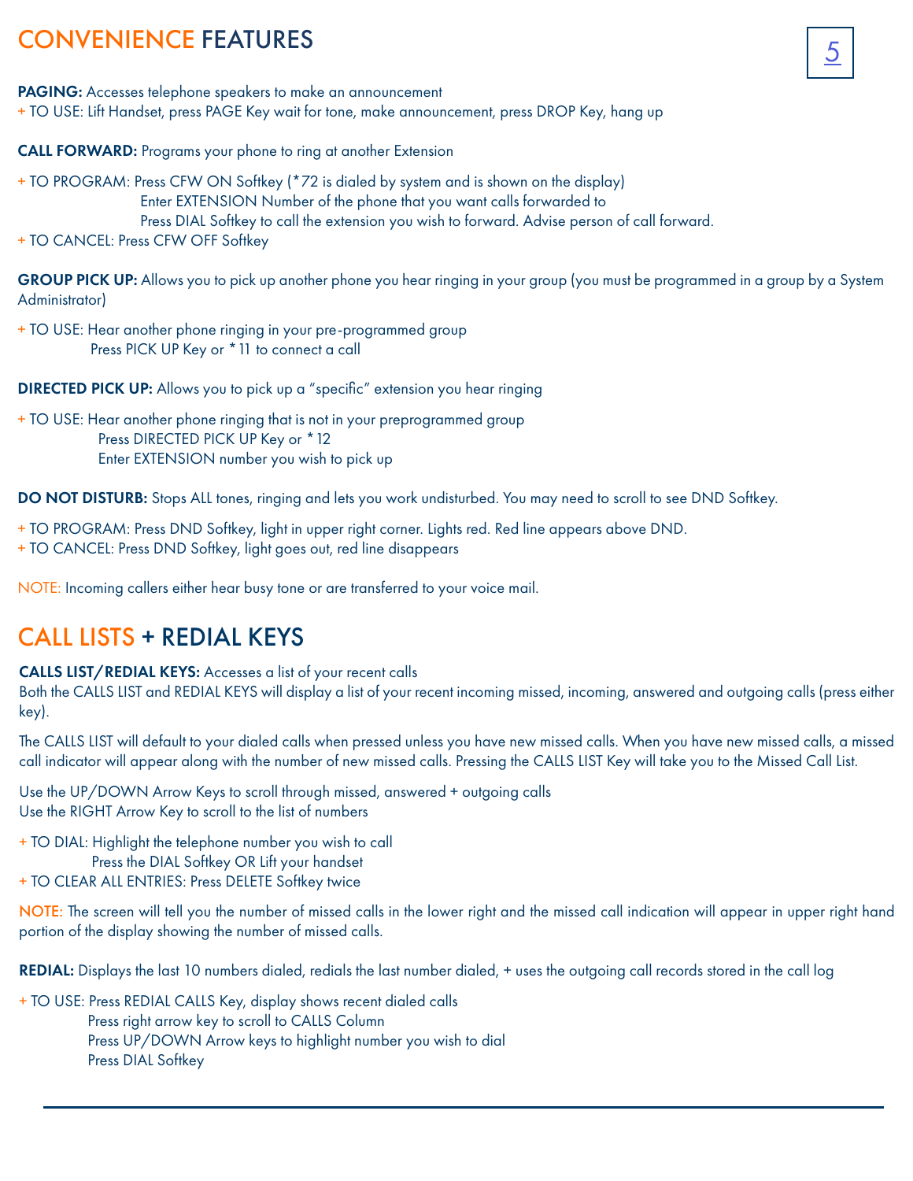# CONVENIENCE FEATURES

**PAGING:** Accesses telephone speakers to make an announcement
+ TO USE: Lift Handset, press PAGE Key wait for tone, make announcement, press DROP Key, hang up

**CALL FORWARD:** Programs your phone to ring at another Extension

+ TO PROGRAM: Press CFW ON Softkey (*72 is dialed by system and is shown on the display)
  Enter EXTENSION Number of the phone that you want calls forwarded to
  Press DIAL Softkey to call the extension you wish to forward. Advise person of call forward.
+ TO CANCEL: Press CFW OFF Softkey

**GROUP PICK UP:** Allows you to pick up another phone you hear ringing in your group (you must be programmed in a group by a System Administrator)

+ TO USE: Hear another phone ringing in your pre-programmed group
  Press PICK UP Key or *11 to connect a call

**DIRECTED PICK UP:** Allows you to pick up a "specific" extension you hear ringing

+ TO USE: Hear another phone ringing that is not in your preprogrammed group
  Press DIRECTED PICK UP Key or *12
  Enter EXTENSION number you wish to pick up

**DO NOT DISTURB:** Stops ALL tones, ringing and lets you work undisturbed. You may need to scroll to see DND Softkey.

+ TO PROGRAM: Press DND Softkey, light in upper right corner. Lights red. Red line appears above DND.
+ TO CANCEL: Press DND Softkey, light goes out, red line disappears

NOTE: Incoming callers either hear busy tone or are transferred to your voice mail.

# CALL LISTS + REDIAL KEYS

**CALLS LIST/REDIAL KEYS:** Accesses a list of your recent calls
Both the CALLS LIST and REDIAL KEYS will display a list of your recent incoming missed, incoming, answered and outgoing calls (press either key).

The CALLS LIST will default to your dialed calls when pressed unless you have new missed calls. When you have new missed calls, a missed call indicator will appear along with the number of new missed calls. Pressing the CALLS LIST Key will take you to the Missed Call List.

Use the UP/DOWN Arrow Keys to scroll through missed, answered + outgoing calls
Use the RIGHT Arrow Key to scroll to the list of numbers

+ TO DIAL: Highlight the telephone number you wish to call
  Press the DIAL Softkey OR Lift your handset
+ TO CLEAR ALL ENTRIES: Press DELETE Softkey twice

NOTE: The screen will tell you the number of missed calls in the lower right and the missed call indication will appear in upper right hand portion of the display showing the number of missed calls.

**REDIAL:** Displays the last 10 numbers dialed, redials the last number dialed, + uses the outgoing call records stored in the call log

+ TO USE: Press REDIAL CALLS Key, display shows recent dialed calls
  Press right arrow key to scroll to CALLS Column
  Press UP/DOWN Arrow keys to highlight number you wish to dial
  Press DIAL Softkey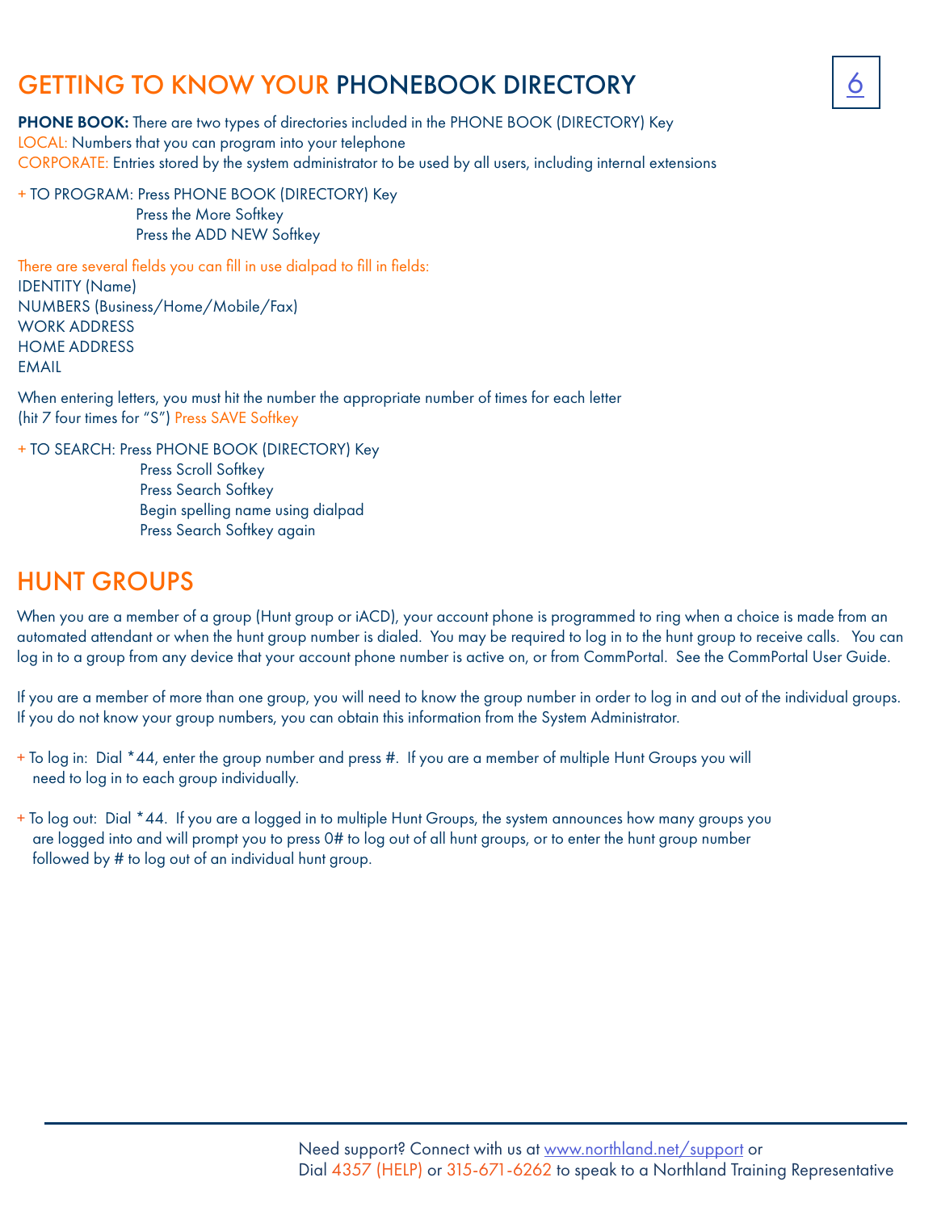# GETTING TO KNOW YOUR PHONEBOOK DIRECTORY

**PHONE BOOK:** There are two types of directories included in the PHONE BOOK (DIRECTORY) Key
LOCAL: Numbers that you can program into your telephone
CORPORATE: Entries stored by the system administrator to be used by all users, including internal extensions

+ TO PROGRAM: Press PHONE BOOK (DIRECTORY) Key
  Press the More Softkey
  Press the ADD NEW Softkey

There are several fields you can fill in use dialpad to fill in fields:
IDENTITY (Name)
NUMBERS (Business/Home/Mobile/Fax)
WORK ADDRESS
HOME ADDRESS
EMAIL

When entering letters, you must hit the number the appropriate number of times for each letter
(hit 7 four times for "S") Press SAVE Softkey

+ TO SEARCH: Press PHONE BOOK (DIRECTORY) Key
  Press Scroll Softkey
  Press Search Softkey
  Begin spelling name using dialpad
  Press Search Softkey again

# HUNT GROUPS

When you are a member of a group (Hunt group or iACD), your account phone is programmed to ring when a choice is made from an automated attendant or when the hunt group number is dialed. You may be required to log in to the hunt group to receive calls. You can log in to a group from any device that your account phone number is active on, or from CommPortal. See the CommPortal User Guide.

If you are a member of more than one group, you will need to know the group number in order to log in and out of the individual groups. If you do not know your group numbers, you can obtain this information from the System Administrator.

+ To log in: Dial *44, enter the group number and press #. If you are a member of multiple Hunt Groups you will need to log in to each group individually.

+ To log out: Dial *44. If you are a logged in to multiple Hunt Groups, the system announces how many groups you are logged into and will prompt you to press 0# to log out of all hunt groups, or to enter the hunt group number followed by # to log out of an individual hunt group.

Need support? Connect with us at www.northland.net/support or
Dial 4357 (HELP) or 315-671-6262 to speak to a Northland Training Representative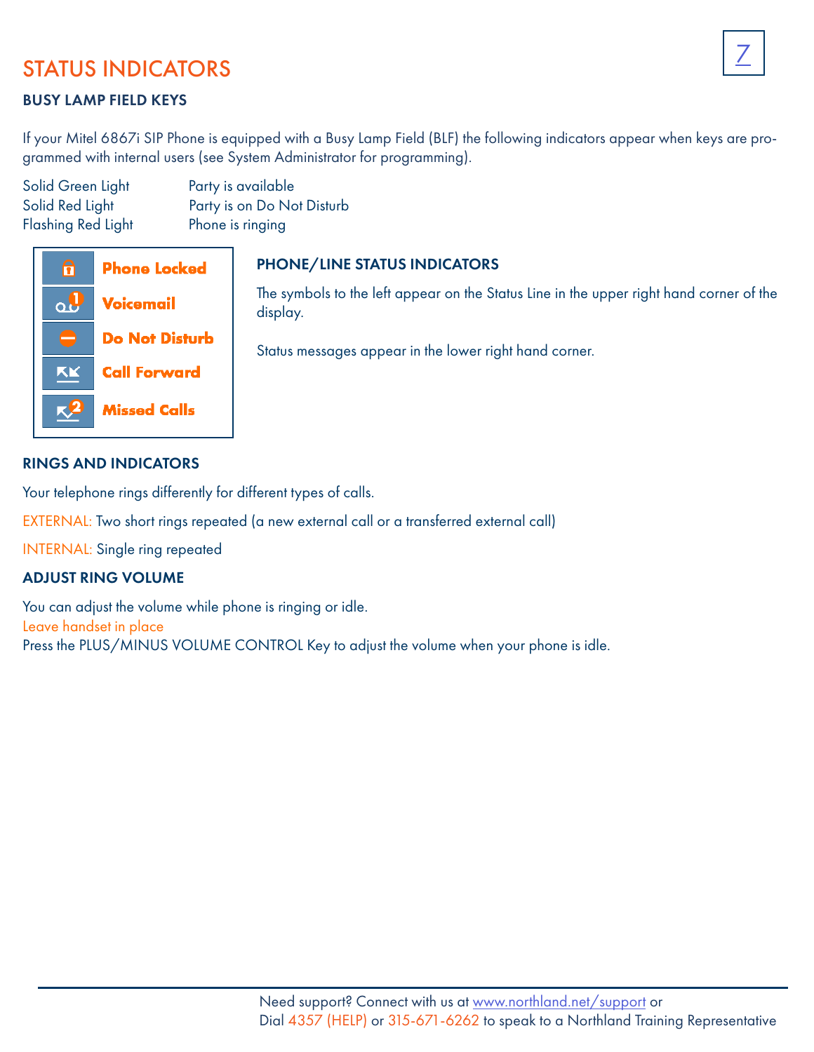# STATUS INDICATORS

## BUSY LAMP FIELD KEYS

If your Mitel 6867i SIP Phone is equipped with a Busy Lamp Field (BLF) the following indicators appear when keys are programmed with internal users (see System Administrator for programming).

| | |
|---|---|
| Solid Green Light | Party is available |
| Solid Red Light | Party is on Do Not Disturb |
| Flashing Red Light | Phone is ringing |

- Phone Locked
- Voicemail
- Do Not Disturb
- Call Forward
- Missed Calls

## PHONE/LINE STATUS INDICATORS

The symbols to the left appear on the Status Line in the upper right hand corner of the display.

Status messages appear in the lower right hand corner.

## RINGS AND INDICATORS

Your telephone rings differently for different types of calls.

EXTERNAL: Two short rings repeated (a new external call or a transferred external call)

INTERNAL: Single ring repeated

## ADJUST RING VOLUME

You can adjust the volume while phone is ringing or idle.
Leave handset in place
Press the PLUS/MINUS VOLUME CONTROL Key to adjust the volume when your phone is idle.

Need support? Connect with us at www.northland.net/support or
Dial 4357 (HELP) or 315-671-6262 to speak to a Northland Training Representative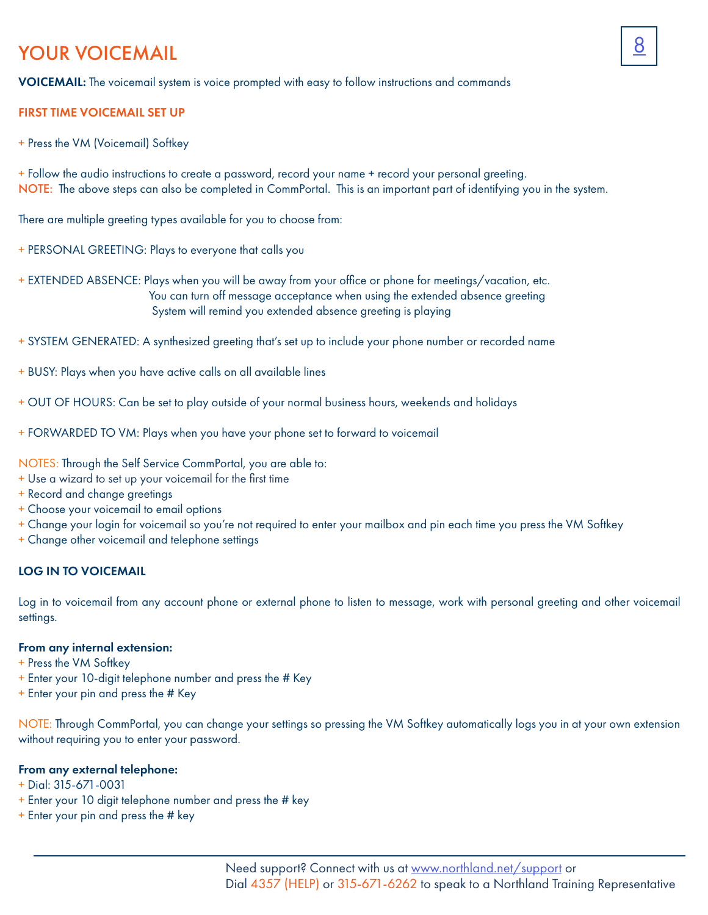# YOUR VOICEMAIL

**VOICEMAIL:** The voicemail system is voice prompted with easy to follow instructions and commands

## FIRST TIME VOICEMAIL SET UP

+ Press the VM (Voicemail) Softkey

+ Follow the audio instructions to create a password, record your name + record your personal greeting.

NOTE: The above steps can also be completed in CommPortal. This is an important part of identifying you in the system.

There are multiple greeting types available for you to choose from:

+ PERSONAL GREETING: Plays to everyone that calls you

+ EXTENDED ABSENCE: Plays when you will be away from your office or phone for meetings/vacation, etc.
  You can turn off message acceptance when using the extended absence greeting
  System will remind you extended absence greeting is playing

+ SYSTEM GENERATED: A synthesized greeting that's set up to include your phone number or recorded name

+ BUSY: Plays when you have active calls on all available lines

+ OUT OF HOURS: Can be set to play outside of your normal business hours, weekends and holidays

+ FORWARDED TO VM: Plays when you have your phone set to forward to voicemail

NOTES: Through the Self Service CommPortal, you are able to:
+ Use a wizard to set up your voicemail for the first time
+ Record and change greetings
+ Choose your voicemail to email options
+ Change your login for voicemail so you're not required to enter your mailbox and pin each time you press the VM Softkey
+ Change other voicemail and telephone settings

## LOG IN TO VOICEMAIL

Log in to voicemail from any account phone or external phone to listen to message, work with personal greeting and other voicemail settings.

**From any internal extension:**
+ Press the VM Softkey
+ Enter your 10-digit telephone number and press the # Key
+ Enter your pin and press the # Key

NOTE: Through CommPortal, you can change your settings so pressing the VM Softkey automatically logs you in at your own extension without requiring you to enter your password.

**From any external telephone:**
+ Dial: 315-671-0031
+ Enter your 10 digit telephone number and press the # key
+ Enter your pin and press the # key

Need support? Connect with us at www.northland.net/support or
Dial 4357 (HELP) or 315-671-6262 to speak to a Northland Training Representative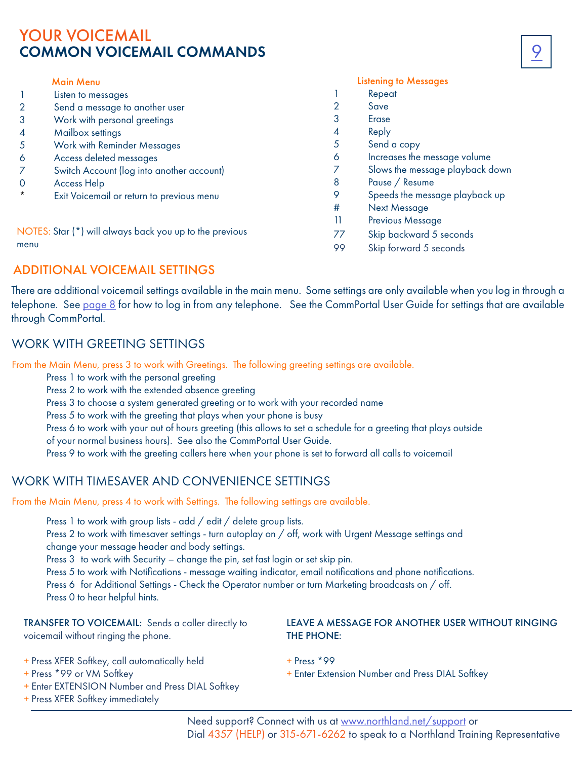# YOUR VOICEMAIL
## COMMON VOICEMAIL COMMANDS

**Main Menu**

| | |
|---|---|
| 1 | Listen to messages |
| 2 | Send a message to another user |
| 3 | Work with personal greetings |
| 4 | Mailbox settings |
| 5 | Work with Reminder Messages |
| 6 | Access deleted messages |
| 7 | Switch Account (log into another account) |
| 0 | Access Help |
| * | Exit Voicemail or return to previous menu |

NOTES: Star (*) will always back you up to the previous menu

**Listening to Messages**

| | |
|---|---|
| 1 | Repeat |
| 2 | Save |
| 3 | Erase |
| 4 | Reply |
| 5 | Send a copy |
| 6 | Increases the message volume |
| 7 | Slows the message playback down |
| 8 | Pause / Resume |
| 9 | Speeds the message playback up |
| # | Next Message |
| 11 | Previous Message |
| 77 | Skip backward 5 seconds |
| 99 | Skip forward 5 seconds |

## ADDITIONAL VOICEMAIL SETTINGS

There are additional voicemail settings available in the main menu. Some settings are only available when you log in through a telephone. See page 8 for how to log in from any telephone. See the CommPortal User Guide for settings that are available through CommPortal.

## WORK WITH GREETING SETTINGS

From the Main Menu, press 3 to work with Greetings. The following greeting settings are available.

Press 1 to work with the personal greeting
Press 2 to work with the extended absence greeting
Press 3 to choose a system generated greeting or to work with your recorded name
Press 5 to work with the greeting that plays when your phone is busy
Press 6 to work with your out of hours greeting (this allows to set a schedule for a greeting that plays outside of your normal business hours). See also the CommPortal User Guide.
Press 9 to work with the greeting callers here when your phone is set to forward all calls to voicemail

## WORK WITH TIMESAVER AND CONVENIENCE SETTINGS

From the Main Menu, press 4 to work with Settings. The following settings are available.

Press 1 to work with group lists - add / edit / delete group lists.
Press 2 to work with timesaver settings - turn autoplay on / off, work with Urgent Message settings and change your message header and body settings.
Press 3 to work with Security – change the pin, set fast login or set skip pin.
Press 5 to work with Notifications - message waiting indicator, email notifications and phone notifications.
Press 6 for Additional Settings - Check the Operator number or turn Marketing broadcasts on / off.
Press 0 to hear helpful hints.

**TRANSFER TO VOICEMAIL:** Sends a caller directly to voicemail without ringing the phone.

+ Press XFER Softkey, call automatically held
+ Press *99 or VM Softkey
+ Enter EXTENSION Number and Press DIAL Softkey
+ Press XFER Softkey immediately

**LEAVE A MESSAGE FOR ANOTHER USER WITHOUT RINGING THE PHONE:**

+ Press *99
+ Enter Extension Number and Press DIAL Softkey

Need support? Connect with us at www.northland.net/support or
Dial 4357 (HELP) or 315-671-6262 to speak to a Northland Training Representative